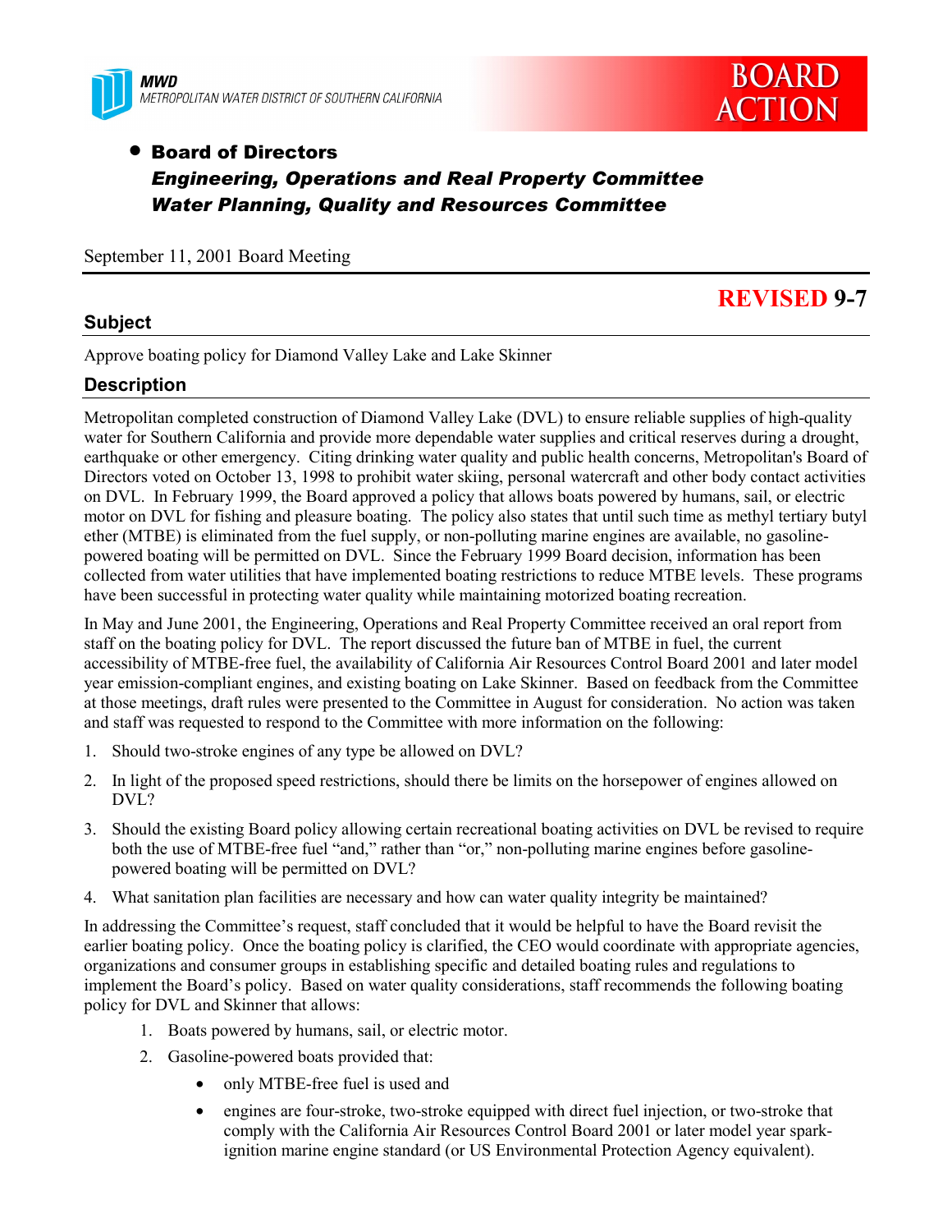**MWD**
*METROPOLITAN WATER DISTRICT OF SOUTHERN CALIFORNIA*

**BOARD ACTION**

- **Board of Directors**
  ***Engineering, Operations and Real Property Committee***
  ***Water Planning, Quality and Resources Committee***

September 11, 2001 Board Meeting

**REVISED 9-7**

## Subject

Approve boating policy for Diamond Valley Lake and Lake Skinner

## Description

Metropolitan completed construction of Diamond Valley Lake (DVL) to ensure reliable supplies of high-quality water for Southern California and provide more dependable water supplies and critical reserves during a drought, earthquake or other emergency. Citing drinking water quality and public health concerns, Metropolitan's Board of Directors voted on October 13, 1998 to prohibit water skiing, personal watercraft and other body contact activities on DVL. In February 1999, the Board approved a policy that allows boats powered by humans, sail, or electric motor on DVL for fishing and pleasure boating. The policy also states that until such time as methyl tertiary butyl ether (MTBE) is eliminated from the fuel supply, or non-polluting marine engines are available, no gasoline-powered boating will be permitted on DVL. Since the February 1999 Board decision, information has been collected from water utilities that have implemented boating restrictions to reduce MTBE levels. These programs have been successful in protecting water quality while maintaining motorized boating recreation.

In May and June 2001, the Engineering, Operations and Real Property Committee received an oral report from staff on the boating policy for DVL. The report discussed the future ban of MTBE in fuel, the current accessibility of MTBE-free fuel, the availability of California Air Resources Control Board 2001 and later model year emission-compliant engines, and existing boating on Lake Skinner. Based on feedback from the Committee at those meetings, draft rules were presented to the Committee in August for consideration. No action was taken and staff was requested to respond to the Committee with more information on the following:

1. Should two-stroke engines of any type be allowed on DVL?
2. In light of the proposed speed restrictions, should there be limits on the horsepower of engines allowed on DVL?
3. Should the existing Board policy allowing certain recreational boating activities on DVL be revised to require both the use of MTBE-free fuel "and," rather than "or," non-polluting marine engines before gasoline-powered boating will be permitted on DVL?
4. What sanitation plan facilities are necessary and how can water quality integrity be maintained?

In addressing the Committee's request, staff concluded that it would be helpful to have the Board revisit the earlier boating policy. Once the boating policy is clarified, the CEO would coordinate with appropriate agencies, organizations and consumer groups in establishing specific and detailed boating rules and regulations to implement the Board's policy. Based on water quality considerations, staff recommends the following boating policy for DVL and Skinner that allows:

1. Boats powered by humans, sail, or electric motor.
2. Gasoline-powered boats provided that:
   - only MTBE-free fuel is used and
   - engines are four-stroke, two-stroke equipped with direct fuel injection, or two-stroke that comply with the California Air Resources Control Board 2001 or later model year spark-ignition marine engine standard (or US Environmental Protection Agency equivalent).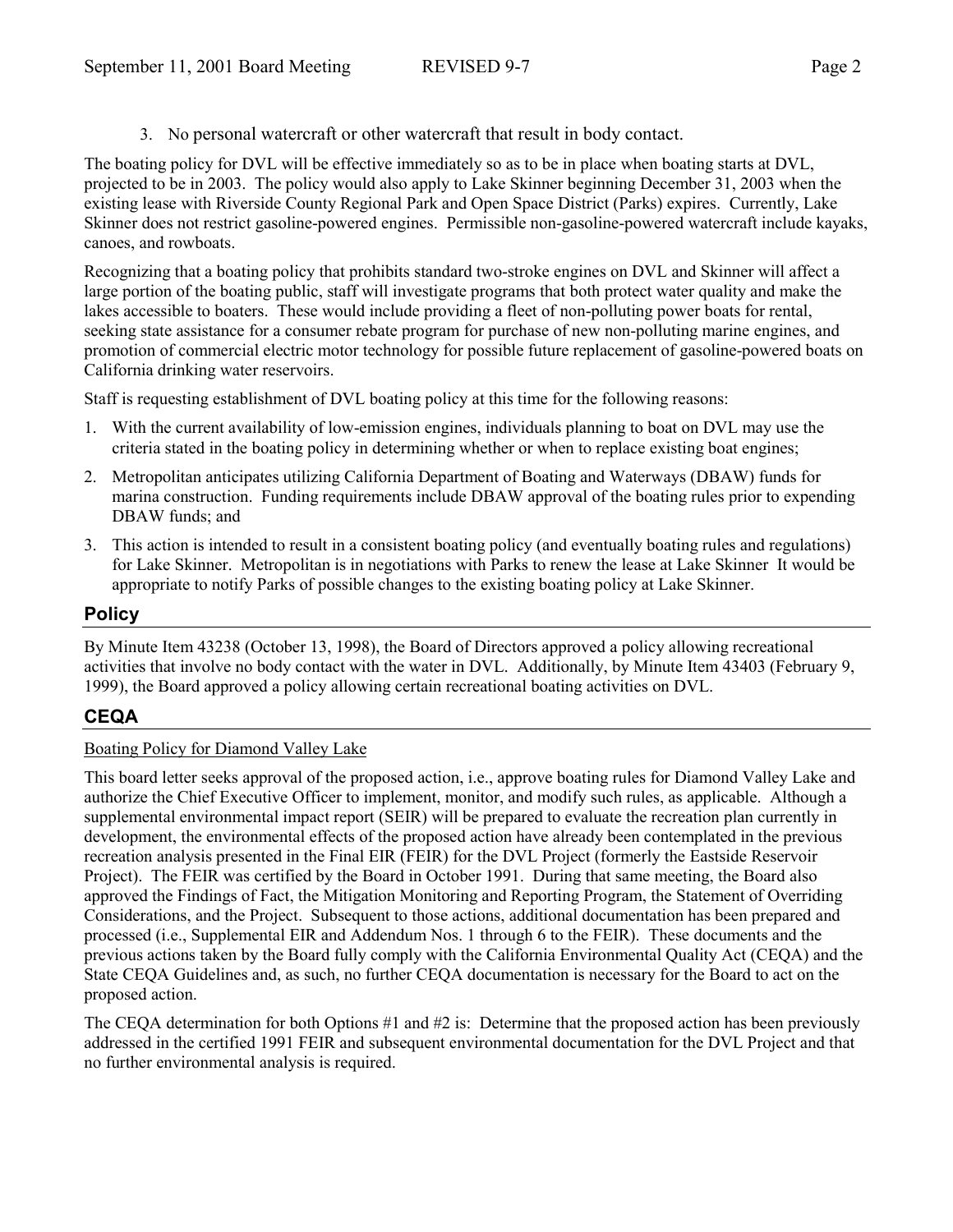3. No personal watercraft or other watercraft that result in body contact.

The boating policy for DVL will be effective immediately so as to be in place when boating starts at DVL, projected to be in 2003. The policy would also apply to Lake Skinner beginning December 31, 2003 when the existing lease with Riverside County Regional Park and Open Space District (Parks) expires. Currently, Lake Skinner does not restrict gasoline-powered engines. Permissible non-gasoline-powered watercraft include kayaks, canoes, and rowboats.

Recognizing that a boating policy that prohibits standard two-stroke engines on DVL and Skinner will affect a large portion of the boating public, staff will investigate programs that both protect water quality and make the lakes accessible to boaters. These would include providing a fleet of non-polluting power boats for rental, seeking state assistance for a consumer rebate program for purchase of new non-polluting marine engines, and promotion of commercial electric motor technology for possible future replacement of gasoline-powered boats on California drinking water reservoirs.

Staff is requesting establishment of DVL boating policy at this time for the following reasons:

1. With the current availability of low-emission engines, individuals planning to boat on DVL may use the criteria stated in the boating policy in determining whether or when to replace existing boat engines;
2. Metropolitan anticipates utilizing California Department of Boating and Waterways (DBAW) funds for marina construction. Funding requirements include DBAW approval of the boating rules prior to expending DBAW funds; and
3. This action is intended to result in a consistent boating policy (and eventually boating rules and regulations) for Lake Skinner. Metropolitan is in negotiations with Parks to renew the lease at Lake Skinner It would be appropriate to notify Parks of possible changes to the existing boating policy at Lake Skinner.

## Policy

By Minute Item 43238 (October 13, 1998), the Board of Directors approved a policy allowing recreational activities that involve no body contact with the water in DVL. Additionally, by Minute Item 43403 (February 9, 1999), the Board approved a policy allowing certain recreational boating activities on DVL.

## CEQA

Boating Policy for Diamond Valley Lake

This board letter seeks approval of the proposed action, i.e., approve boating rules for Diamond Valley Lake and authorize the Chief Executive Officer to implement, monitor, and modify such rules, as applicable. Although a supplemental environmental impact report (SEIR) will be prepared to evaluate the recreation plan currently in development, the environmental effects of the proposed action have already been contemplated in the previous recreation analysis presented in the Final EIR (FEIR) for the DVL Project (formerly the Eastside Reservoir Project). The FEIR was certified by the Board in October 1991. During that same meeting, the Board also approved the Findings of Fact, the Mitigation Monitoring and Reporting Program, the Statement of Overriding Considerations, and the Project. Subsequent to those actions, additional documentation has been prepared and processed (i.e., Supplemental EIR and Addendum Nos. 1 through 6 to the FEIR). These documents and the previous actions taken by the Board fully comply with the California Environmental Quality Act (CEQA) and the State CEQA Guidelines and, as such, no further CEQA documentation is necessary for the Board to act on the proposed action.

The CEQA determination for both Options #1 and #2 is: Determine that the proposed action has been previously addressed in the certified 1991 FEIR and subsequent environmental documentation for the DVL Project and that no further environmental analysis is required.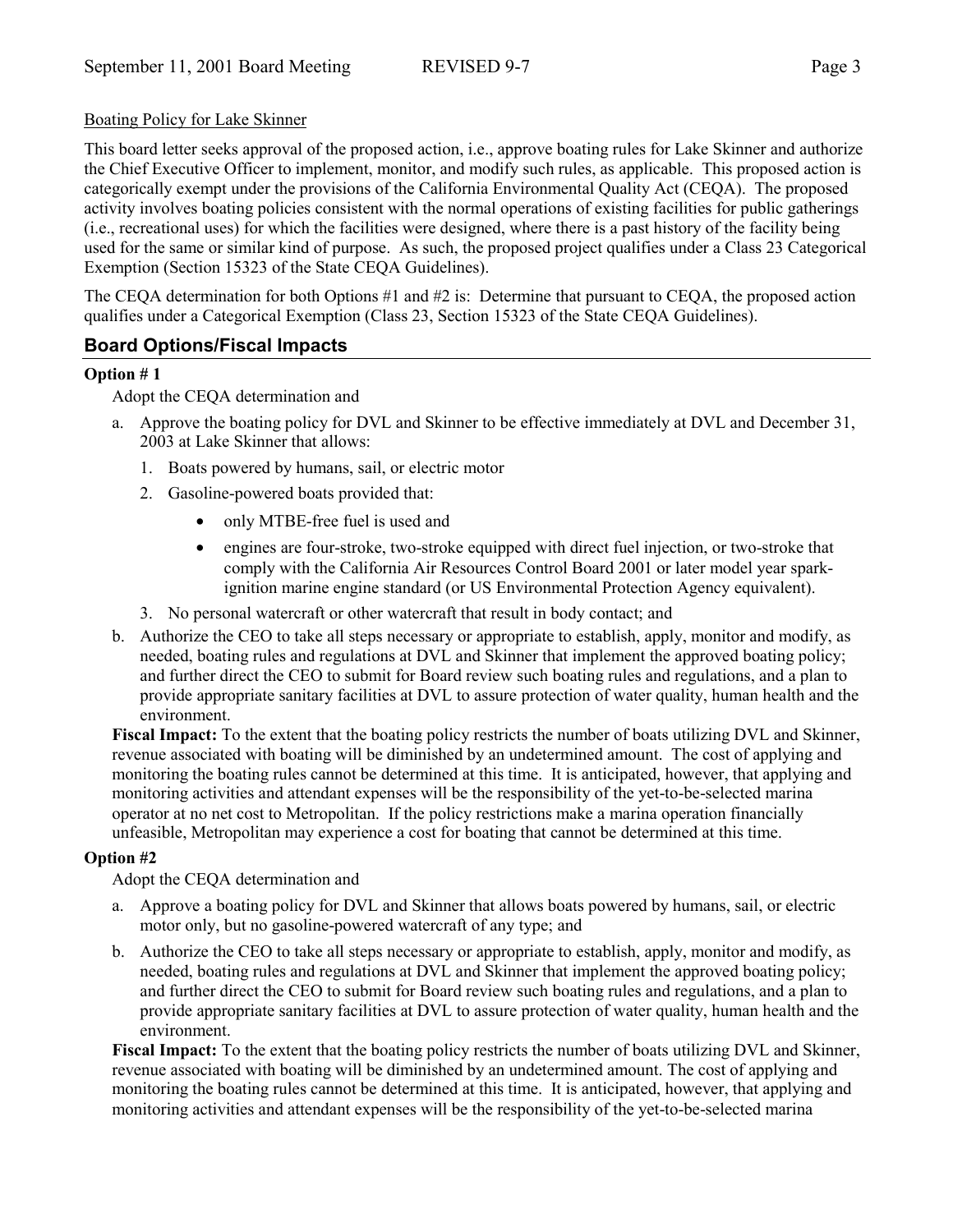Boating Policy for Lake Skinner

This board letter seeks approval of the proposed action, i.e., approve boating rules for Lake Skinner and authorize the Chief Executive Officer to implement, monitor, and modify such rules, as applicable. This proposed action is categorically exempt under the provisions of the California Environmental Quality Act (CEQA). The proposed activity involves boating policies consistent with the normal operations of existing facilities for public gatherings (i.e., recreational uses) for which the facilities were designed, where there is a past history of the facility being used for the same or similar kind of purpose. As such, the proposed project qualifies under a Class 23 Categorical Exemption (Section 15323 of the State CEQA Guidelines).

The CEQA determination for both Options #1 and #2 is: Determine that pursuant to CEQA, the proposed action qualifies under a Categorical Exemption (Class 23, Section 15323 of the State CEQA Guidelines).

## Board Options/Fiscal Impacts

**Option # 1**

Adopt the CEQA determination and

a. Approve the boating policy for DVL and Skinner to be effective immediately at DVL and December 31, 2003 at Lake Skinner that allows:
   1. Boats powered by humans, sail, or electric motor
   2. Gasoline-powered boats provided that:
      - only MTBE-free fuel is used and
      - engines are four-stroke, two-stroke equipped with direct fuel injection, or two-stroke that comply with the California Air Resources Control Board 2001 or later model year spark-ignition marine engine standard (or US Environmental Protection Agency equivalent).
   3. No personal watercraft or other watercraft that result in body contact; and
b. Authorize the CEO to take all steps necessary or appropriate to establish, apply, monitor and modify, as needed, boating rules and regulations at DVL and Skinner that implement the approved boating policy; and further direct the CEO to submit for Board review such boating rules and regulations, and a plan to provide appropriate sanitary facilities at DVL to assure protection of water quality, human health and the environment.

**Fiscal Impact:** To the extent that the boating policy restricts the number of boats utilizing DVL and Skinner, revenue associated with boating will be diminished by an undetermined amount. The cost of applying and monitoring the boating rules cannot be determined at this time. It is anticipated, however, that applying and monitoring activities and attendant expenses will be the responsibility of the yet-to-be-selected marina operator at no net cost to Metropolitan. If the policy restrictions make a marina operation financially unfeasible, Metropolitan may experience a cost for boating that cannot be determined at this time.

**Option #2**

Adopt the CEQA determination and

a. Approve a boating policy for DVL and Skinner that allows boats powered by humans, sail, or electric motor only, but no gasoline-powered watercraft of any type; and
b. Authorize the CEO to take all steps necessary or appropriate to establish, apply, monitor and modify, as needed, boating rules and regulations at DVL and Skinner that implement the approved boating policy; and further direct the CEO to submit for Board review such boating rules and regulations, and a plan to provide appropriate sanitary facilities at DVL to assure protection of water quality, human health and the environment.

**Fiscal Impact:** To the extent that the boating policy restricts the number of boats utilizing DVL and Skinner, revenue associated with boating will be diminished by an undetermined amount. The cost of applying and monitoring the boating rules cannot be determined at this time. It is anticipated, however, that applying and monitoring activities and attendant expenses will be the responsibility of the yet-to-be-selected marina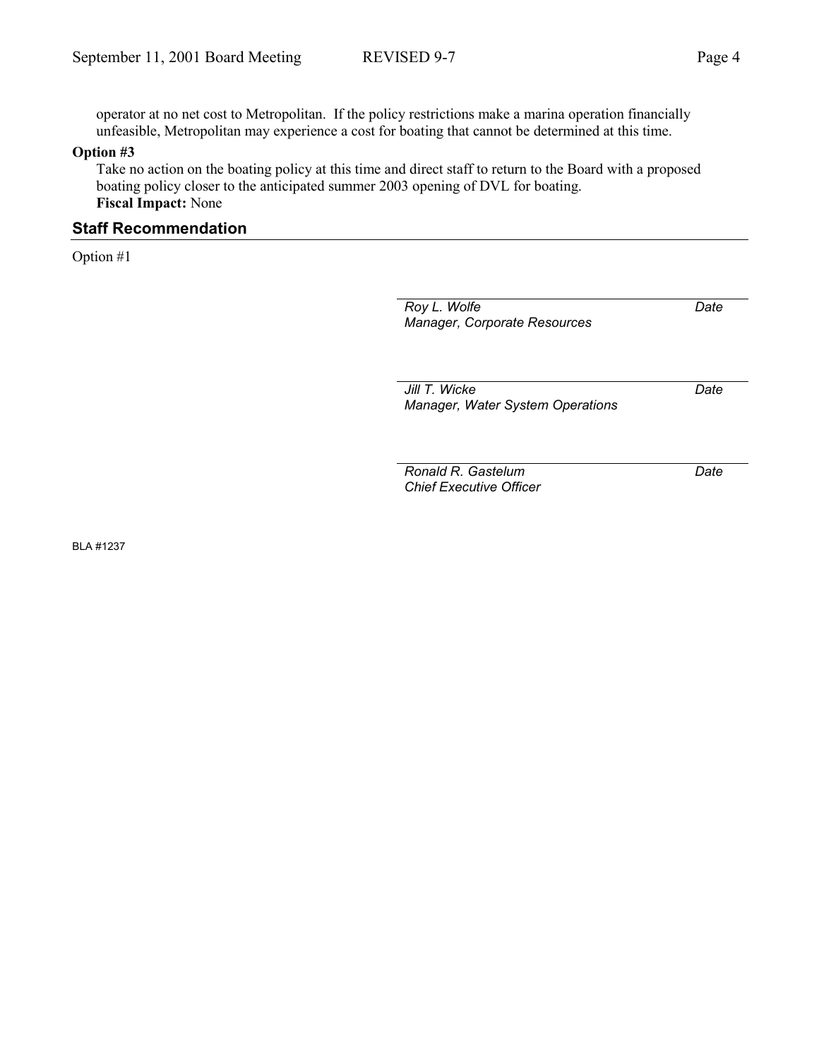operator at no net cost to Metropolitan. If the policy restrictions make a marina operation financially unfeasible, Metropolitan may experience a cost for boating that cannot be determined at this time.

**Option #3**

Take no action on the boating policy at this time and direct staff to return to the Board with a proposed boating policy closer to the anticipated summer 2003 opening of DVL for boating.
**Fiscal Impact:** None

## Staff Recommendation

Option #1

*Roy L. Wolfe* *Date*
*Manager, Corporate Resources*

*Jill T. Wicke* *Date*
*Manager, Water System Operations*

*Ronald R. Gastelum* *Date*
*Chief Executive Officer*

BLA #1237